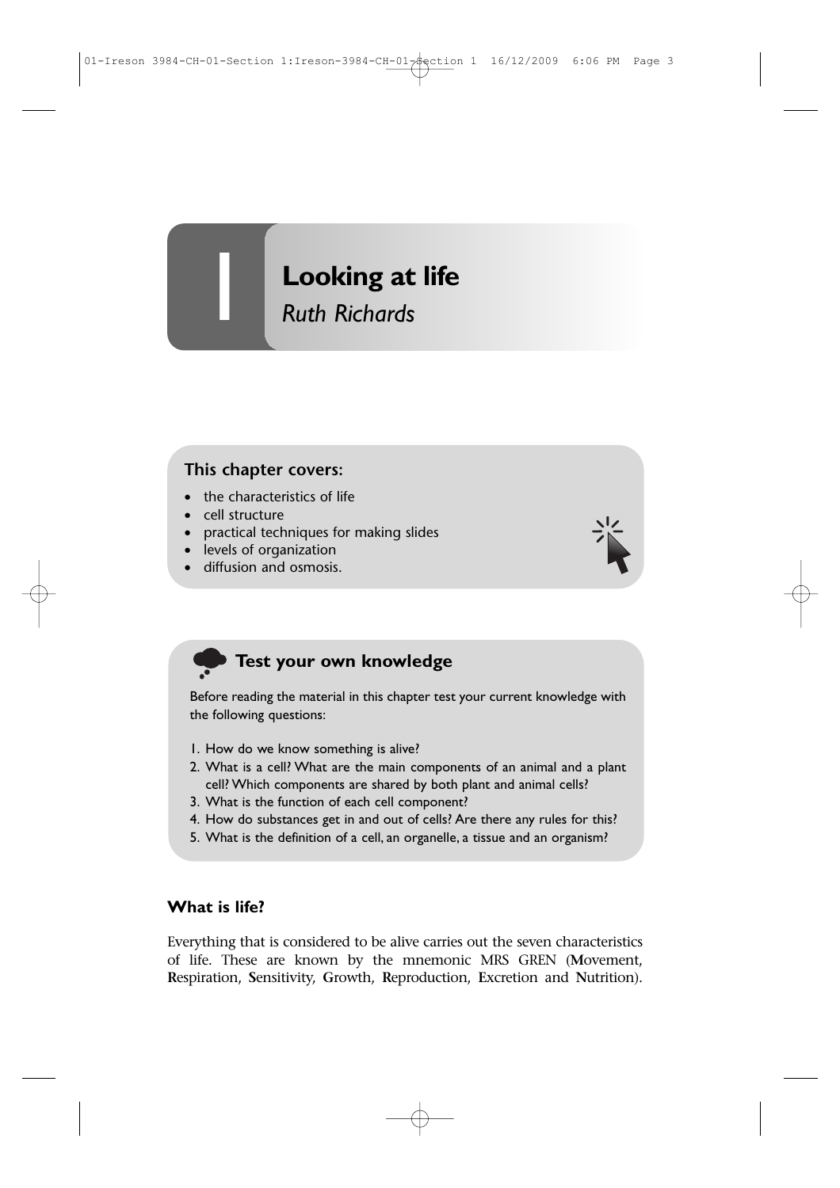# 1 Looking at life

*Ruth Richards*

## This chapter covers:

- the characteristics of life
- cell structure
- practical techniques for making slides
- levels of organization
- diffusion and osmosis.

## Test your own knowledge

Before reading the material in this chapter test your current knowledge with the following questions:

1. How do we know something is alive?
2. What is a cell? What are the main components of an animal and a plant cell? Which components are shared by both plant and animal cells?
3. What is the function of each cell component?
4. How do substances get in and out of cells? Are there any rules for this?
5. What is the definition of a cell, an organelle, a tissue and an organism?

### What is life?

Everything that is considered to be alive carries out the seven characteristics of life. These are known by the mnemonic MRS GREN (**M**ovement, **R**espiration, **S**ensitivity, **G**rowth, **R**eproduction, **E**xcretion and **N**utrition).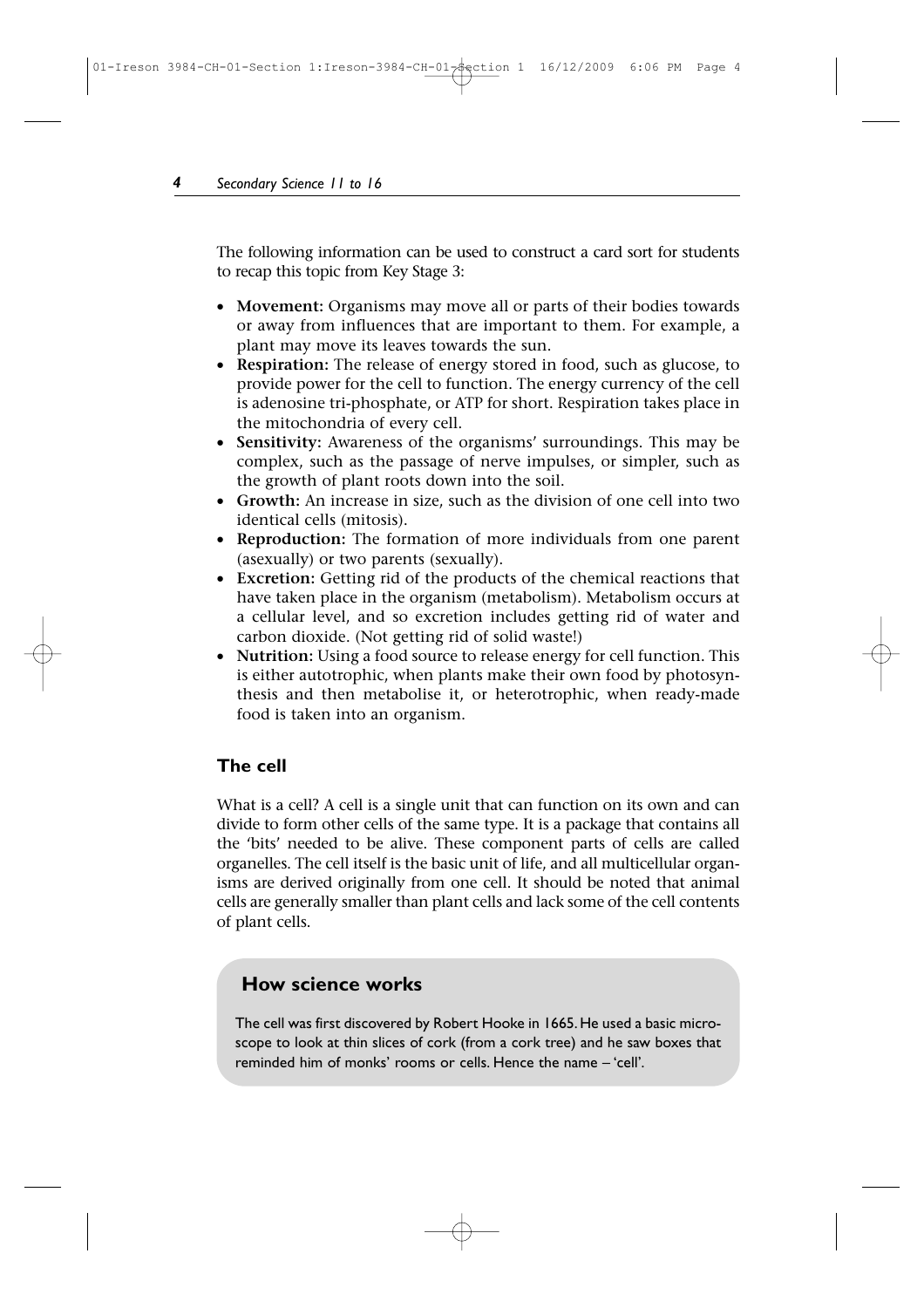The following information can be used to construct a card sort for students to recap this topic from Key Stage 3:

- **Movement:** Organisms may move all or parts of their bodies towards or away from influences that are important to them. For example, a plant may move its leaves towards the sun.
- **Respiration:** The release of energy stored in food, such as glucose, to provide power for the cell to function. The energy currency of the cell is adenosine tri-phosphate, or ATP for short. Respiration takes place in the mitochondria of every cell.
- **Sensitivity:** Awareness of the organisms' surroundings. This may be complex, such as the passage of nerve impulses, or simpler, such as the growth of plant roots down into the soil.
- **Growth:** An increase in size, such as the division of one cell into two identical cells (mitosis).
- **Reproduction:** The formation of more individuals from one parent (asexually) or two parents (sexually).
- **Excretion:** Getting rid of the products of the chemical reactions that have taken place in the organism (metabolism). Metabolism occurs at a cellular level, and so excretion includes getting rid of water and carbon dioxide. (Not getting rid of solid waste!)
- **Nutrition:** Using a food source to release energy for cell function. This is either autotrophic, when plants make their own food by photosynthesis and then metabolise it, or heterotrophic, when ready-made food is taken into an organism.

## The cell

What is a cell? A cell is a single unit that can function on its own and can divide to form other cells of the same type. It is a package that contains all the 'bits' needed to be alive. These component parts of cells are called organelles. The cell itself is the basic unit of life, and all multicellular organisms are derived originally from one cell. It should be noted that animal cells are generally smaller than plant cells and lack some of the cell contents of plant cells.

### How science works

The cell was first discovered by Robert Hooke in 1665. He used a basic microscope to look at thin slices of cork (from a cork tree) and he saw boxes that reminded him of monks' rooms or cells. Hence the name – 'cell'.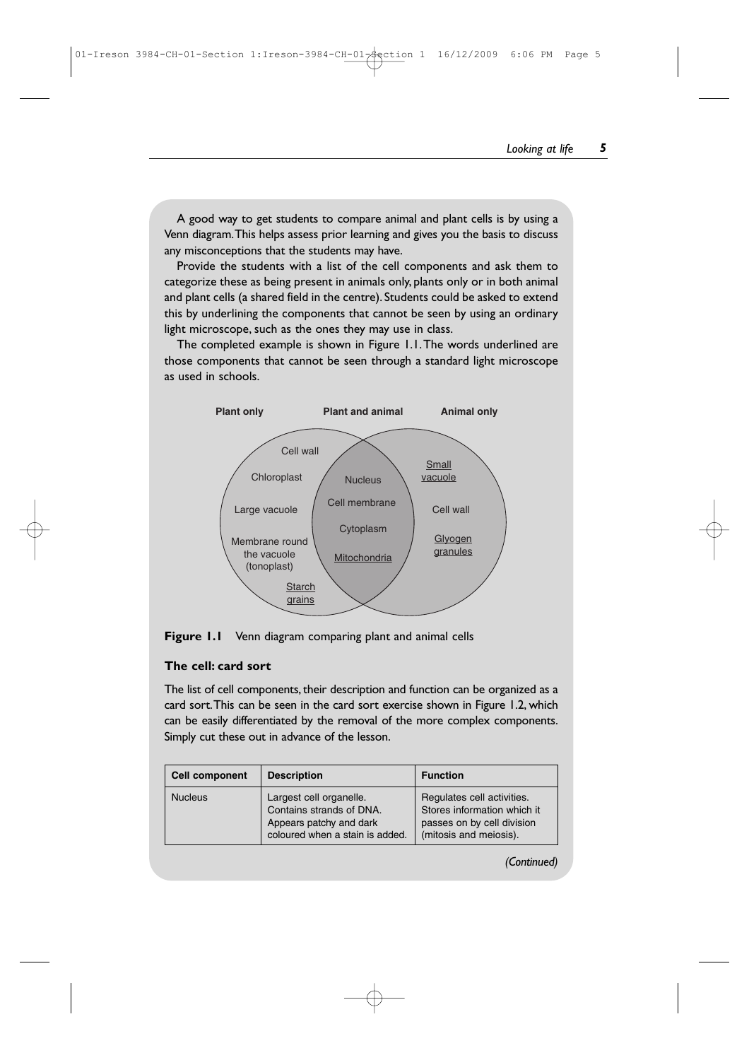A good way to get students to compare animal and plant cells is by using a Venn diagram. This helps assess prior learning and gives you the basis to discuss any misconceptions that the students may have.

Provide the students with a list of the cell components and ask them to categorize these as being present in animals only, plants only or in both animal and plant cells (a shared field in the centre). Students could be asked to extend this by underlining the components that cannot be seen by using an ordinary light microscope, such as the ones they may use in class.

The completed example is shown in Figure 1.1. The words underlined are those components that cannot be seen through a standard light microscope as used in schools.

**Plant only**
- Cell wall
- Chloroplast
- Large vacuole
- Membrane round the vacuole (tonoplast)
- Starch grains (underlined)

**Plant and animal**
- Nucleus
- Cell membrane
- Cytoplasm
- Mitochondria (underlined)

**Animal only**
- Small vacuole (underlined)
- Cell wall
- Glyogen granules (underlined)

**Figure 1.1** Venn diagram comparing plant and animal cells

### The cell: card sort

The list of cell components, their description and function can be organized as a card sort. This can be seen in the card sort exercise shown in Figure 1.2, which can be easily differentiated by the removal of the more complex components. Simply cut these out in advance of the lesson.

| Cell component | Description | Function |
| --- | --- | --- |
| Nucleus | Largest cell organelle. Contains strands of DNA. Appears patchy and dark coloured when a stain is added. | Regulates cell activities. Stores information which it passes on by cell division (mitosis and meiosis). |

*(Continued)*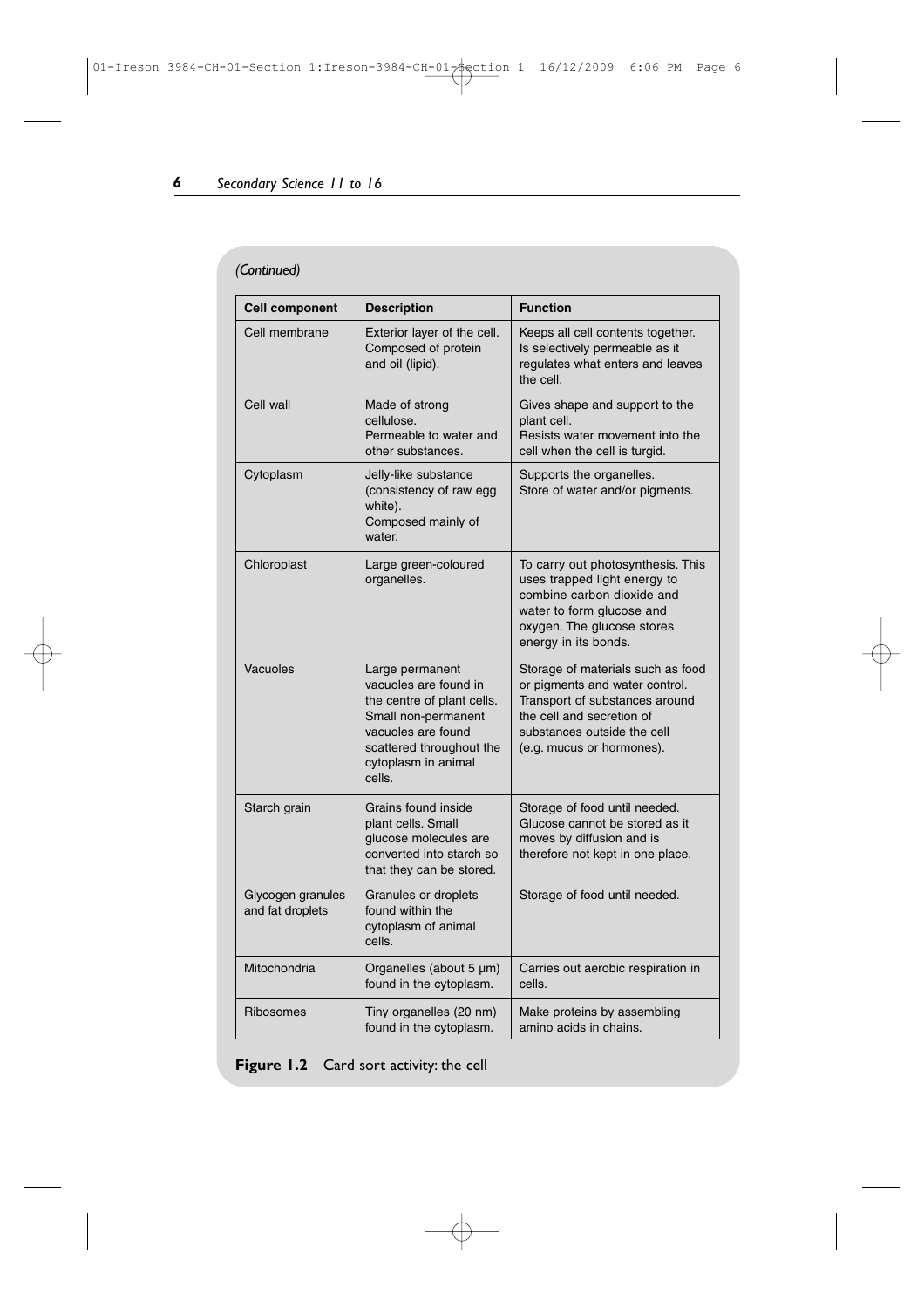*(Continued)*

| Cell component | Description | Function |
|---|---|---|
| Cell membrane | Exterior layer of the cell. Composed of protein and oil (lipid). | Keeps all cell contents together. Is selectively permeable as it regulates what enters and leaves the cell. |
| Cell wall | Made of strong cellulose. Permeable to water and other substances. | Gives shape and support to the plant cell. Resists water movement into the cell when the cell is turgid. |
| Cytoplasm | Jelly-like substance (consistency of raw egg white). Composed mainly of water. | Supports the organelles. Store of water and/or pigments. |
| Chloroplast | Large green-coloured organelles. | To carry out photosynthesis. This uses trapped light energy to combine carbon dioxide and water to form glucose and oxygen. The glucose stores energy in its bonds. |
| Vacuoles | Large permanent vacuoles are found in the centre of plant cells. Small non-permanent vacuoles are found scattered throughout the cytoplasm in animal cells. | Storage of materials such as food or pigments and water control. Transport of substances around the cell and secretion of substances outside the cell (e.g. mucus or hormones). |
| Starch grain | Grains found inside plant cells. Small glucose molecules are converted into starch so that they can be stored. | Storage of food until needed. Glucose cannot be stored as it moves by diffusion and is therefore not kept in one place. |
| Glycogen granules and fat droplets | Granules or droplets found within the cytoplasm of animal cells. | Storage of food until needed. |
| Mitochondria | Organelles (about 5 µm) found in the cytoplasm. | Carries out aerobic respiration in cells. |
| Ribosomes | Tiny organelles (20 nm) found in the cytoplasm. | Make proteins by assembling amino acids in chains. |

**Figure 1.2** Card sort activity: the cell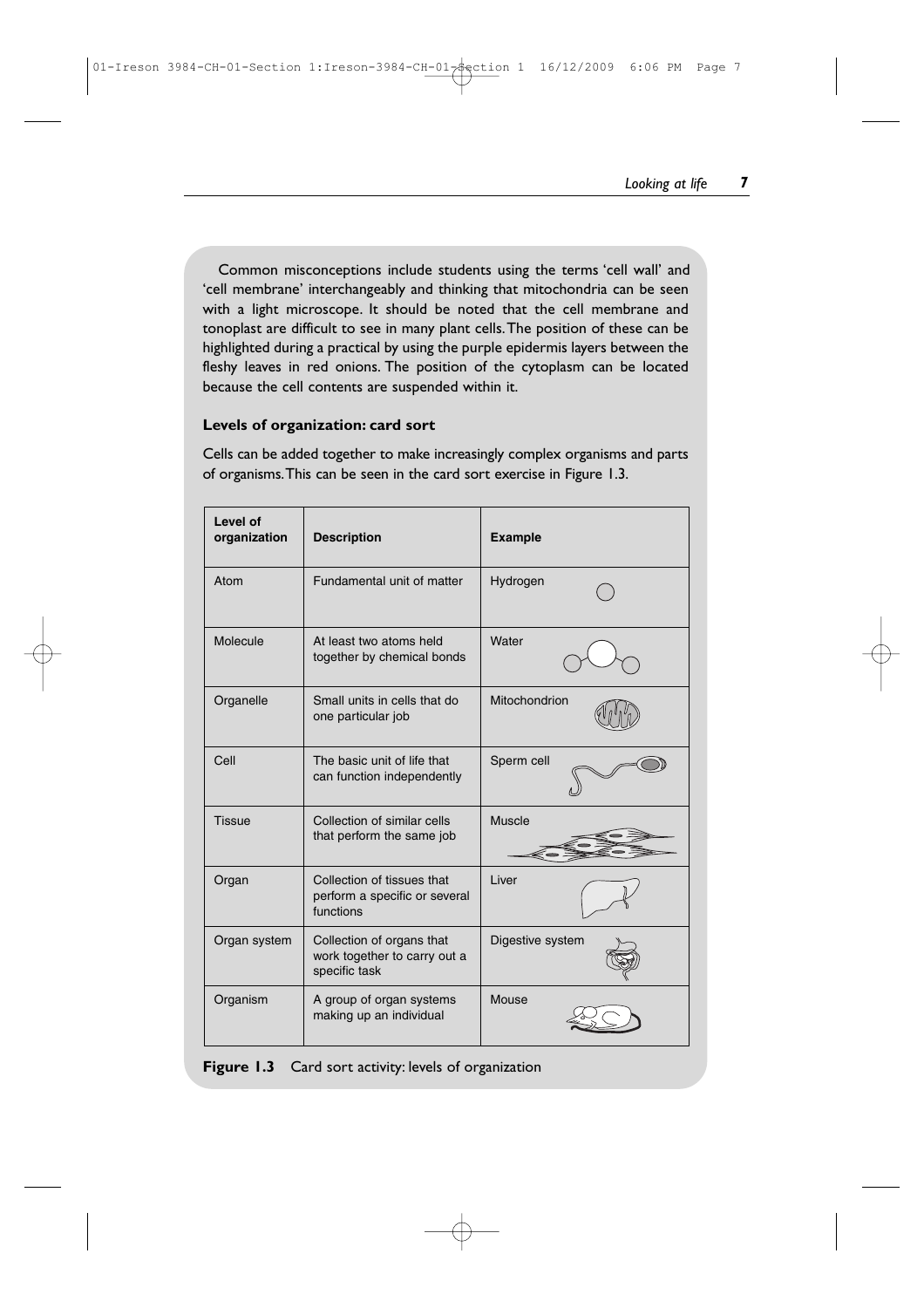Common misconceptions include students using the terms 'cell wall' and 'cell membrane' interchangeably and thinking that mitochondria can be seen with a light microscope. It should be noted that the cell membrane and tonoplast are difficult to see in many plant cells. The position of these can be highlighted during a practical by using the purple epidermis layers between the fleshy leaves in red onions. The position of the cytoplasm can be located because the cell contents are suspended within it.

### Levels of organization: card sort

Cells can be added together to make increasingly complex organisms and parts of organisms. This can be seen in the card sort exercise in Figure 1.3.

| Level of organization | Description | Example |
|---|---|---|
| Atom | Fundamental unit of matter | Hydrogen |
| Molecule | At least two atoms held together by chemical bonds | Water |
| Organelle | Small units in cells that do one particular job | Mitochondrion |
| Cell | The basic unit of life that can function independently | Sperm cell |
| Tissue | Collection of similar cells that perform the same job | Muscle |
| Organ | Collection of tissues that perform a specific or several functions | Liver |
| Organ system | Collection of organs that work together to carry out a specific task | Digestive system |
| Organism | A group of organ systems making up an individual | Mouse |

**Figure 1.3** Card sort activity: levels of organization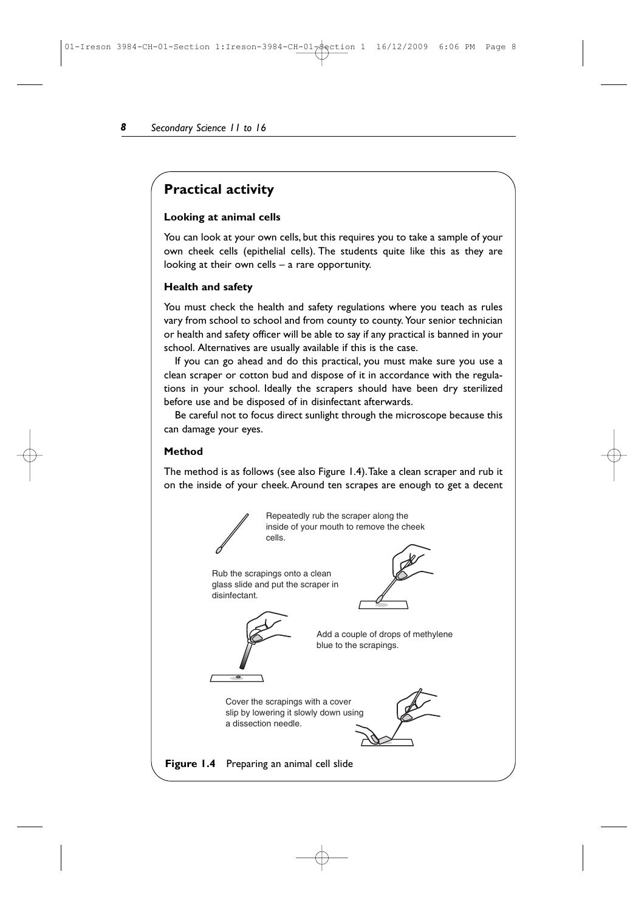## Practical activity

### Looking at animal cells

You can look at your own cells, but this requires you to take a sample of your own cheek cells (epithelial cells). The students quite like this as they are looking at their own cells – a rare opportunity.

### Health and safety

You must check the health and safety regulations where you teach as rules vary from school to school and from county to county. Your senior technician or health and safety officer will be able to say if any practical is banned in your school. Alternatives are usually available if this is the case.

If you can go ahead and do this practical, you must make sure you use a clean scraper or cotton bud and dispose of it in accordance with the regulations in your school. Ideally the scrapers should have been dry sterilized before use and be disposed of in disinfectant afterwards.

Be careful not to focus direct sunlight through the microscope because this can damage your eyes.

### Method

The method is as follows (see also Figure 1.4). Take a clean scraper and rub it on the inside of your cheek. Around ten scrapes are enough to get a decent

Repeatedly rub the scraper along the inside of your mouth to remove the cheek cells.

Rub the scrapings onto a clean glass slide and put the scraper in disinfectant.

Add a couple of drops of methylene blue to the scrapings.

Cover the scrapings with a cover slip by lowering it slowly down using a dissection needle.

**Figure 1.4** Preparing an animal cell slide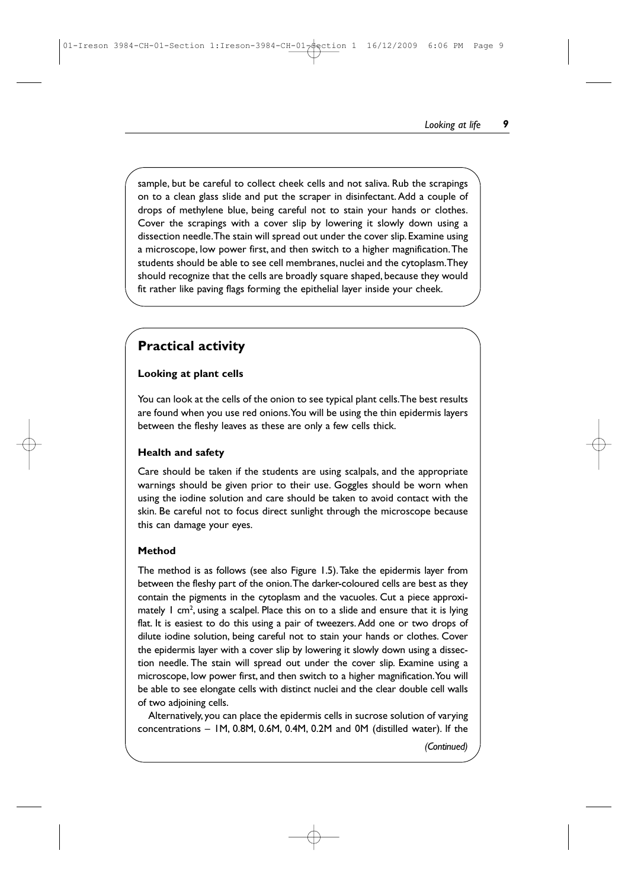sample, but be careful to collect cheek cells and not saliva. Rub the scrapings on to a clean glass slide and put the scraper in disinfectant. Add a couple of drops of methylene blue, being careful not to stain your hands or clothes. Cover the scrapings with a cover slip by lowering it slowly down using a dissection needle. The stain will spread out under the cover slip. Examine using a microscope, low power first, and then switch to a higher magnification. The students should be able to see cell membranes, nuclei and the cytoplasm. They should recognize that the cells are broadly square shaped, because they would fit rather like paving flags forming the epithelial layer inside your cheek.

## Practical activity

### Looking at plant cells

You can look at the cells of the onion to see typical plant cells. The best results are found when you use red onions. You will be using the thin epidermis layers between the fleshy leaves as these are only a few cells thick.

### Health and safety

Care should be taken if the students are using scalpals, and the appropriate warnings should be given prior to their use. Goggles should be worn when using the iodine solution and care should be taken to avoid contact with the skin. Be careful not to focus direct sunlight through the microscope because this can damage your eyes.

### Method

The method is as follows (see also Figure 1.5). Take the epidermis layer from between the fleshy part of the onion. The darker-coloured cells are best as they contain the pigments in the cytoplasm and the darker vacuoles. Cut a piece approximately 1 cm$^2$, using a scalpel. Place this on to a slide and ensure that it is lying flat. It is easiest to do this using a pair of tweezers. Add one or two drops of dilute iodine solution, being careful not to stain your hands or clothes. Cover the epidermis layer with a cover slip by lowering it slowly down using a dissection needle. The stain will spread out under the cover slip. Examine using a microscope, low power first, and then switch to a higher magnification. You will be able to see elongate cells with distinct nuclei and the clear double cell walls of two adjoining cells.

Alternatively, you can place the epidermis cells in sucrose solution of varying concentrations – 1M, 0.8M, 0.6M, 0.4M, 0.2M and 0M (distilled water). If the

*(Continued)*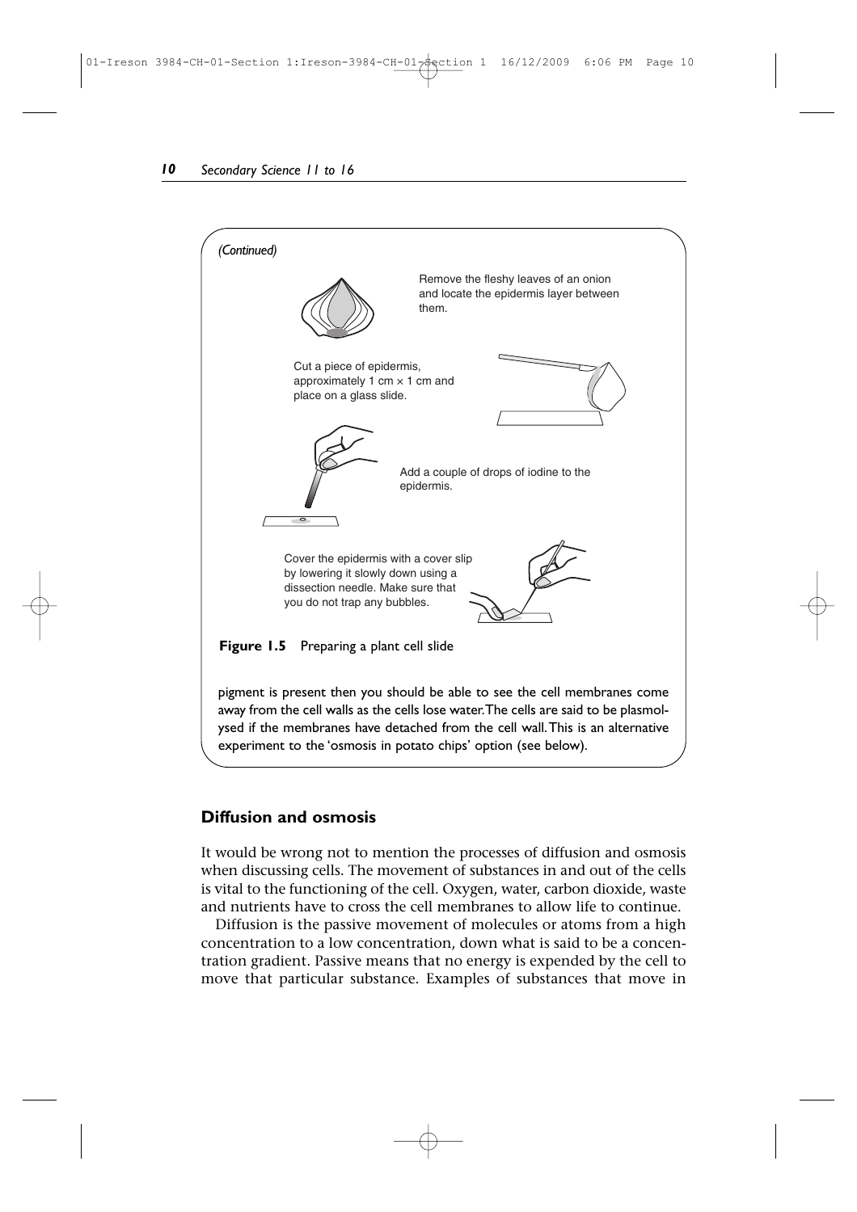*(Continued)*

Remove the fleshy leaves of an onion and locate the epidermis layer between them.

Cut a piece of epidermis, approximately 1 cm × 1 cm and place on a glass slide.

Add a couple of drops of iodine to the epidermis.

Cover the epidermis with a cover slip by lowering it slowly down using a dissection needle. Make sure that you do not trap any bubbles.

**Figure 1.5** Preparing a plant cell slide

pigment is present then you should be able to see the cell membranes come away from the cell walls as the cells lose water. The cells are said to be plasmolysed if the membranes have detached from the cell wall. This is an alternative experiment to the 'osmosis in potato chips' option (see below).

## Diffusion and osmosis

It would be wrong not to mention the processes of diffusion and osmosis when discussing cells. The movement of substances in and out of the cells is vital to the functioning of the cell. Oxygen, water, carbon dioxide, waste and nutrients have to cross the cell membranes to allow life to continue.

Diffusion is the passive movement of molecules or atoms from a high concentration to a low concentration, down what is said to be a concentration gradient. Passive means that no energy is expended by the cell to move that particular substance. Examples of substances that move in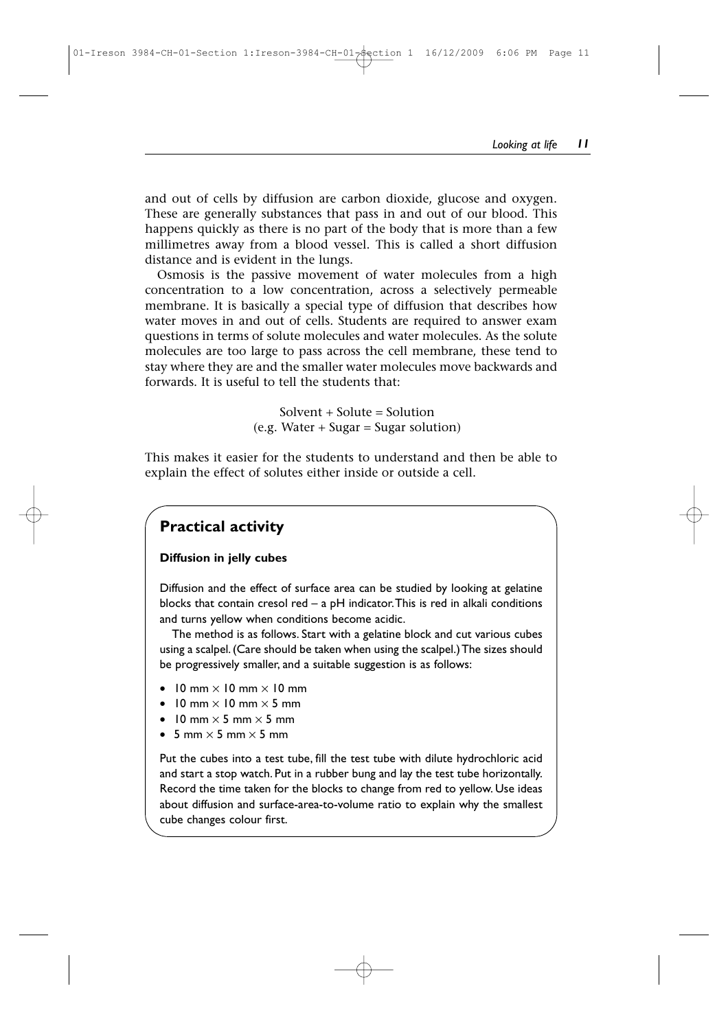and out of cells by diffusion are carbon dioxide, glucose and oxygen. These are generally substances that pass in and out of our blood. This happens quickly as there is no part of the body that is more than a few millimetres away from a blood vessel. This is called a short diffusion distance and is evident in the lungs.

Osmosis is the passive movement of water molecules from a high concentration to a low concentration, across a selectively permeable membrane. It is basically a special type of diffusion that describes how water moves in and out of cells. Students are required to answer exam questions in terms of solute molecules and water molecules. As the solute molecules are too large to pass across the cell membrane, these tend to stay where they are and the smaller water molecules move backwards and forwards. It is useful to tell the students that:

Solvent + Solute = Solution
(e.g. Water + Sugar = Sugar solution)

This makes it easier for the students to understand and then be able to explain the effect of solutes either inside or outside a cell.

## Practical activity

**Diffusion in jelly cubes**

Diffusion and the effect of surface area can be studied by looking at gelatine blocks that contain cresol red – a pH indicator. This is red in alkali conditions and turns yellow when conditions become acidic.

The method is as follows. Start with a gelatine block and cut various cubes using a scalpel. (Care should be taken when using the scalpel.) The sizes should be progressively smaller, and a suitable suggestion is as follows:

- 10 mm × 10 mm × 10 mm
- 10 mm × 10 mm × 5 mm
- 10 mm × 5 mm × 5 mm
- 5 mm × 5 mm × 5 mm

Put the cubes into a test tube, fill the test tube with dilute hydrochloric acid and start a stop watch. Put in a rubber bung and lay the test tube horizontally. Record the time taken for the blocks to change from red to yellow. Use ideas about diffusion and surface-area-to-volume ratio to explain why the smallest cube changes colour first.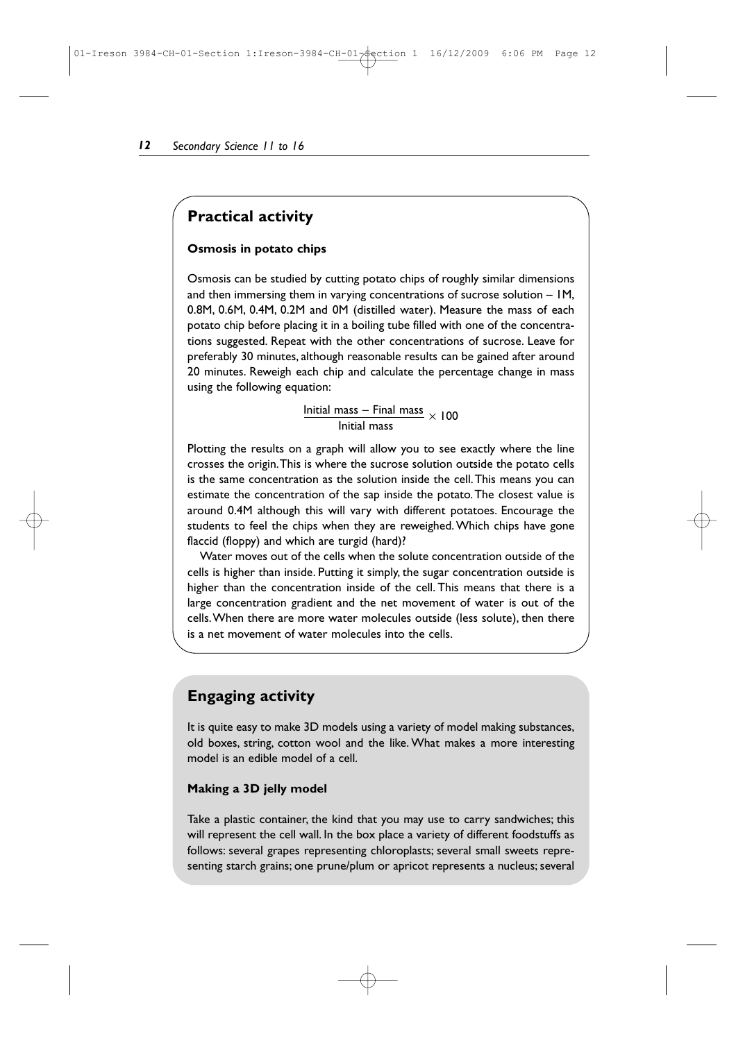## Practical activity

**Osmosis in potato chips**

Osmosis can be studied by cutting potato chips of roughly similar dimensions and then immersing them in varying concentrations of sucrose solution – 1M, 0.8M, 0.6M, 0.4M, 0.2M and 0M (distilled water). Measure the mass of each potato chip before placing it in a boiling tube filled with one of the concentrations suggested. Repeat with the other concentrations of sucrose. Leave for preferably 30 minutes, although reasonable results can be gained after around 20 minutes. Reweigh each chip and calculate the percentage change in mass using the following equation:

$$\frac{\text{Initial mass} - \text{Final mass}}{\text{Initial mass}} \times 100$$

Plotting the results on a graph will allow you to see exactly where the line crosses the origin. This is where the sucrose solution outside the potato cells is the same concentration as the solution inside the cell. This means you can estimate the concentration of the sap inside the potato. The closest value is around 0.4M although this will vary with different potatoes. Encourage the students to feel the chips when they are reweighed. Which chips have gone flaccid (floppy) and which are turgid (hard)?

Water moves out of the cells when the solute concentration outside of the cells is higher than inside. Putting it simply, the sugar concentration outside is higher than the concentration inside of the cell. This means that there is a large concentration gradient and the net movement of water is out of the cells. When there are more water molecules outside (less solute), then there is a net movement of water molecules into the cells.

## Engaging activity

It is quite easy to make 3D models using a variety of model making substances, old boxes, string, cotton wool and the like. What makes a more interesting model is an edible model of a cell.

**Making a 3D jelly model**

Take a plastic container, the kind that you may use to carry sandwiches; this will represent the cell wall. In the box place a variety of different foodstuffs as follows: several grapes representing chloroplasts; several small sweets representing starch grains; one prune/plum or apricot represents a nucleus; several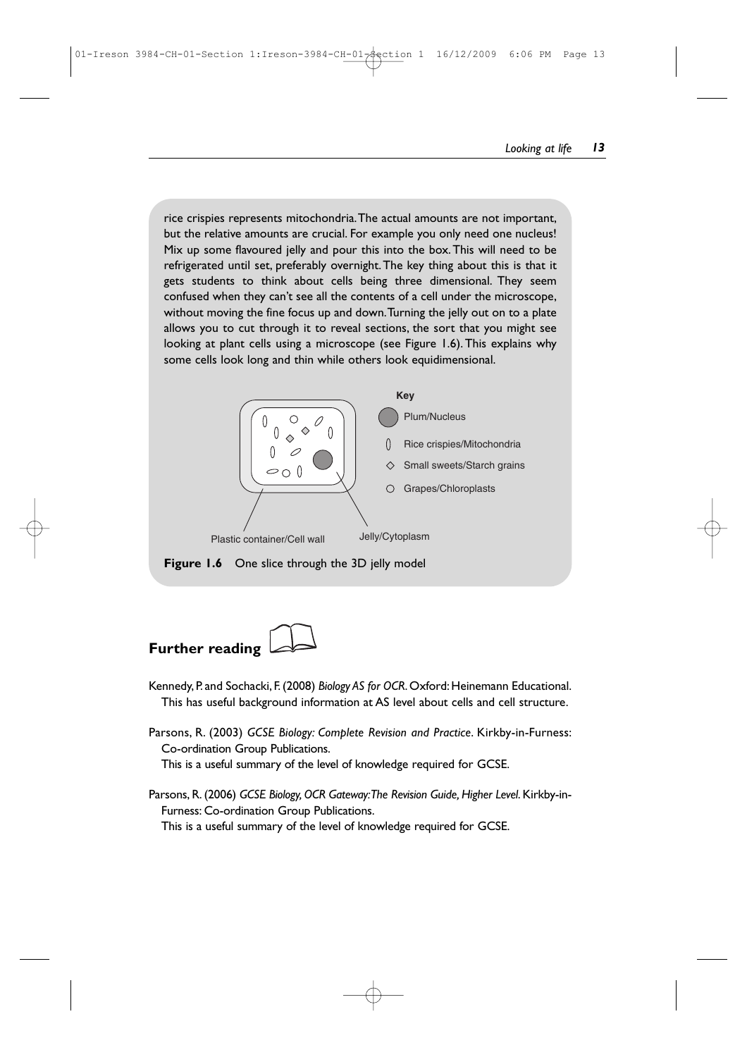rice crispies represents mitochondria. The actual amounts are not important, but the relative amounts are crucial. For example you only need one nucleus! Mix up some flavoured jelly and pour this into the box. This will need to be refrigerated until set, preferably overnight. The key thing about this is that it gets students to think about cells being three dimensional. They seem confused when they can't see all the contents of a cell under the microscope, without moving the fine focus up and down. Turning the jelly out on to a plate allows you to cut through it to reveal sections, the sort that you might see looking at plant cells using a microscope (see Figure 1.6). This explains why some cells look long and thin while others look equidimensional.

Key

Plum/Nucleus

Rice crispies/Mitochondria

Small sweets/Starch grains

Grapes/Chloroplasts

Plastic container/Cell wall

Jelly/Cytoplasm

**Figure 1.6** One slice through the 3D jelly model

## Further reading

Kennedy, P. and Sochacki, F. (2008) *Biology AS for OCR*. Oxford: Heinemann Educational.
This has useful background information at AS level about cells and cell structure.

Parsons, R. (2003) *GCSE Biology: Complete Revision and Practice*. Kirkby-in-Furness: Co-ordination Group Publications.
This is a useful summary of the level of knowledge required for GCSE.

Parsons, R. (2006) *GCSE Biology, OCR Gateway: The Revision Guide, Higher Level*. Kirkby-in-Furness: Co-ordination Group Publications.
This is a useful summary of the level of knowledge required for GCSE.